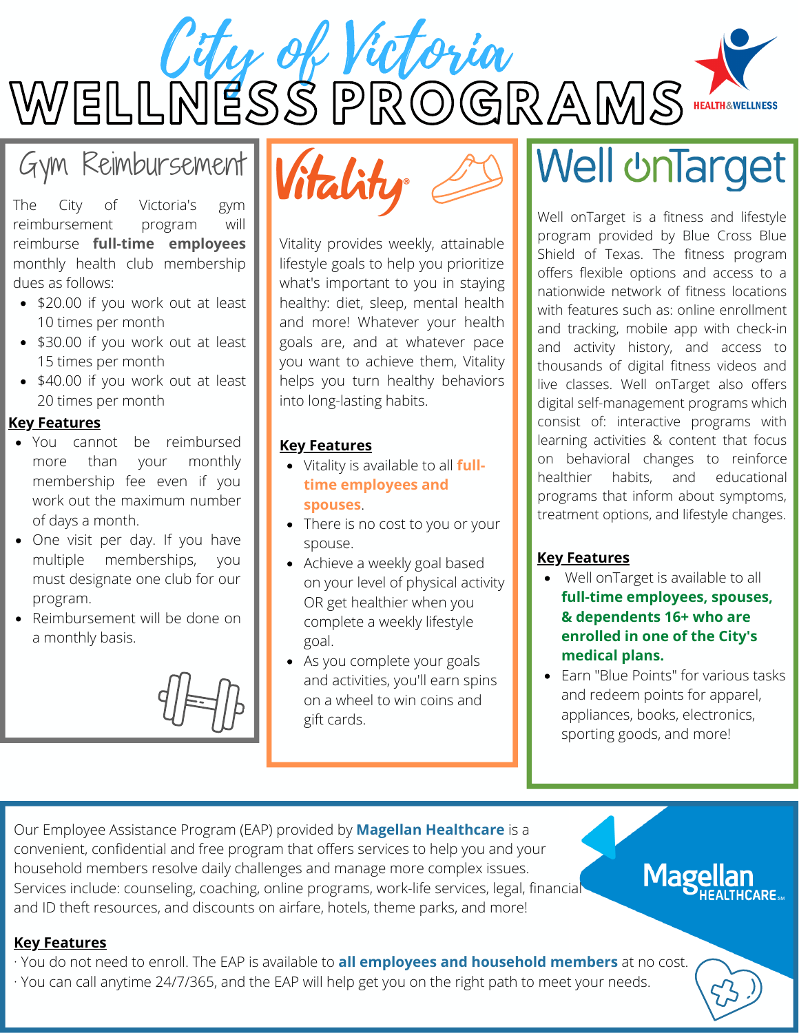# City of Victoria WELLNESS PROGRAMS

HEALTH&WELLNESS

## Gym Reimbursement

The City of Victoria's gym reimbursement program will reimburse **full-time employees** monthly health club membership dues as follows:

- $20.00 if you work out at least 10 times per month
- $30.00 if you work out at least 15 times per month
- $40.00 if you work out at least 20 times per month

**Key Features**

- You cannot be reimbursed more than your monthly membership fee even if you work out the maximum number of days a month.
- One visit per day. If you have multiple memberships, you must designate one club for our program.
- Reimbursement will be done on a monthly basis.

## Vitality®

Vitality provides weekly, attainable lifestyle goals to help you prioritize what's important to you in staying healthy: diet, sleep, mental health and more! Whatever your health goals are, and at whatever pace you want to achieve them, Vitality helps you turn healthy behaviors into long-lasting habits.

**Key Features**

- Vitality is available to all **full-time employees and spouses**.
- There is no cost to you or your spouse.
- Achieve a weekly goal based on your level of physical activity OR get healthier when you complete a weekly lifestyle goal.
- As you complete your goals and activities, you'll earn spins on a wheel to win coins and gift cards.

## Well onTarget

Well onTarget is a fitness and lifestyle program provided by Blue Cross Blue Shield of Texas. The fitness program offers flexible options and access to a nationwide network of fitness locations with features such as: online enrollment and tracking, mobile app with check-in and activity history, and access to thousands of digital fitness videos and live classes. Well onTarget also offers digital self-management programs which consist of: interactive programs with learning activities & content that focus on behavioral changes to reinforce healthier habits, and educational programs that inform about symptoms, treatment options, and lifestyle changes.

**Key Features**

- Well onTarget is available to all **full-time employees, spouses, & dependents 16+ who are enrolled in one of the City's medical plans.**
- Earn "Blue Points" for various tasks and redeem points for apparel, appliances, books, electronics, sporting goods, and more!

## Magellan HEALTHCARE

Our Employee Assistance Program (EAP) provided by **Magellan Healthcare** is a convenient, confidential and free program that offers services to help you and your household members resolve daily challenges and manage more complex issues. Services include: counseling, coaching, online programs, work-life services, legal, financial and ID theft resources, and discounts on airfare, hotels, theme parks, and more!

**Key Features**

· You do not need to enroll. The EAP is available to **all employees and household members** at no cost.
· You can call anytime 24/7/365, and the EAP will help get you on the right path to meet your needs.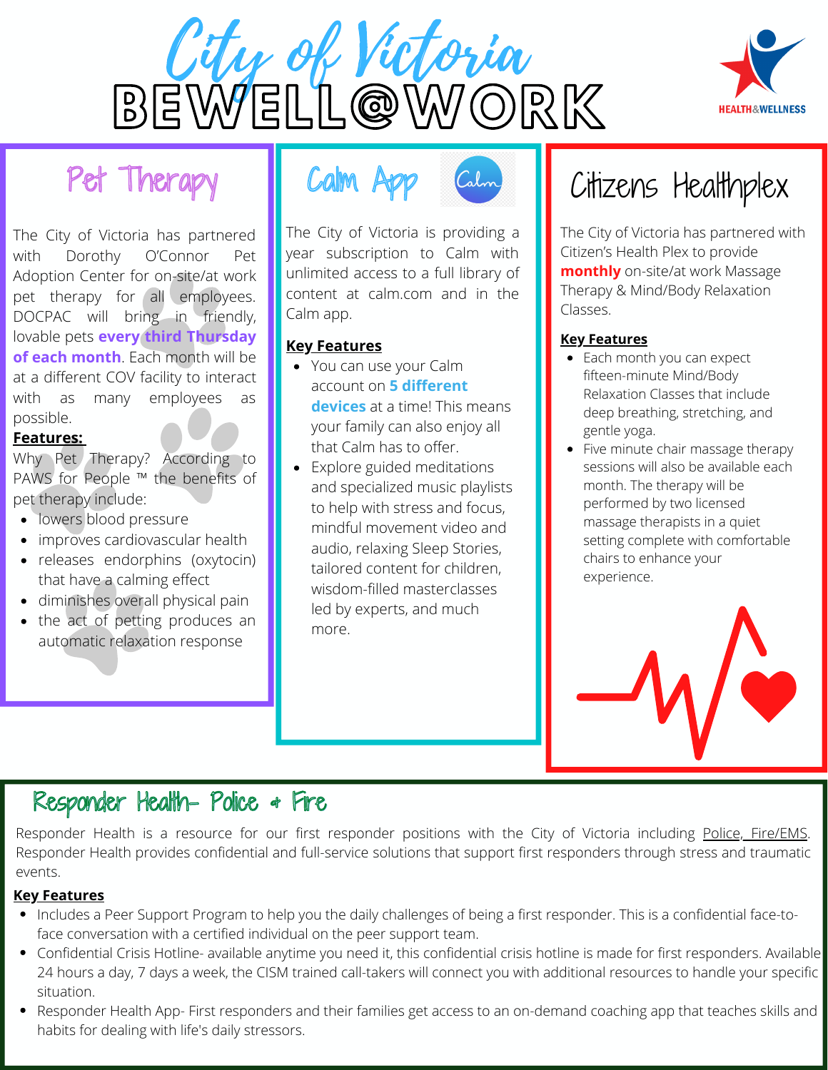# City of Victoria BEWELL@WORK

HEALTH&WELLNESS

## Pet Therapy

The City of Victoria has partnered with Dorothy O'Connor Pet Adoption Center for on-site/at work pet therapy for all employees. DOCPAC will bring in friendly, lovable pets **every third Thursday of each month**. Each month will be at a different COV facility to interact with as many employees as possible.

**Features:**

Why Pet Therapy? According to PAWS for People ™ the benefits of pet therapy include:

- lowers blood pressure
- improves cardiovascular health
- releases endorphins (oxytocin) that have a calming effect
- diminishes overall physical pain
- the act of petting produces an automatic relaxation response

## Calm App

The City of Victoria is providing a year subscription to Calm with unlimited access to a full library of content at calm.com and in the Calm app.

**Key Features**

- You can use your Calm account on **5 different devices** at a time! This means your family can also enjoy all that Calm has to offer.
- Explore guided meditations and specialized music playlists to help with stress and focus, mindful movement video and audio, relaxing Sleep Stories, tailored content for children, wisdom-filled masterclasses led by experts, and much more.

## Citizens Healthplex

The City of Victoria has partnered with Citizen's Health Plex to provide **monthly** on-site/at work Massage Therapy & Mind/Body Relaxation Classes.

**Key Features**

- Each month you can expect fifteen-minute Mind/Body Relaxation Classes that include deep breathing, stretching, and gentle yoga.
- Five minute chair massage therapy sessions will also be available each month. The therapy will be performed by two licensed massage therapists in a quiet setting complete with comfortable chairs to enhance your experience.

## Responder Health- Police + Fire

Responder Health is a resource for our first responder positions with the City of Victoria including Police, Fire/EMS. Responder Health provides confidential and full-service solutions that support first responders through stress and traumatic events.

**Key Features**

- Includes a Peer Support Program to help you the daily challenges of being a first responder. This is a confidential face-to-face conversation with a certified individual on the peer support team.
- Confidential Crisis Hotline- available anytime you need it, this confidential crisis hotline is made for first responders. Available 24 hours a day, 7 days a week, the CISM trained call-takers will connect you with additional resources to handle your specific situation.
- Responder Health App- First responders and their families get access to an on-demand coaching app that teaches skills and habits for dealing with life's daily stressors.